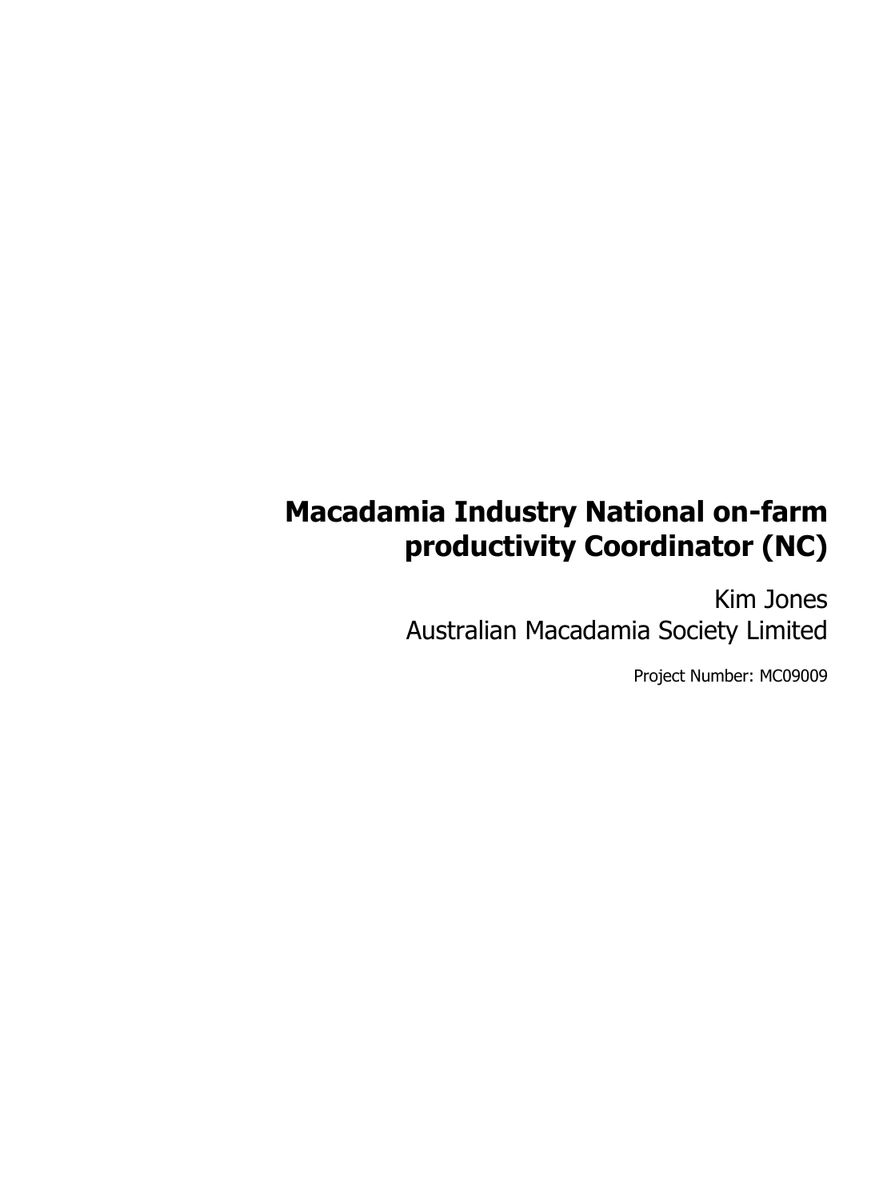# Macadamia Industry National on-farm productivity Coordinator (NC)

Kim Jones
Australian Macadamia Society Limited

Project Number: MC09009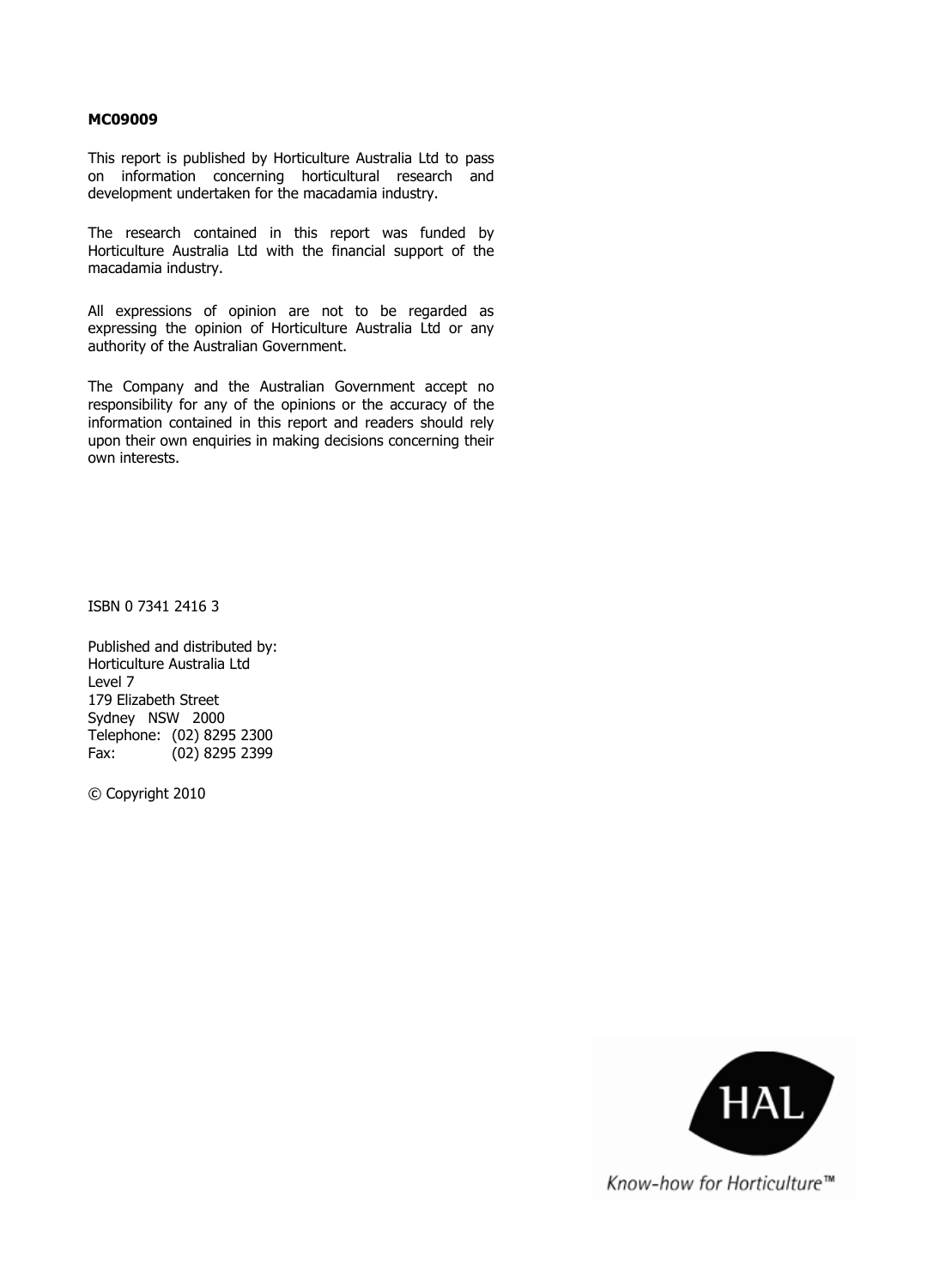**MC09009**

This report is published by Horticulture Australia Ltd to pass on information concerning horticultural research and development undertaken for the macadamia industry.

The research contained in this report was funded by Horticulture Australia Ltd with the financial support of the macadamia industry.

All expressions of opinion are not to be regarded as expressing the opinion of Horticulture Australia Ltd or any authority of the Australian Government.

The Company and the Australian Government accept no responsibility for any of the opinions or the accuracy of the information contained in this report and readers should rely upon their own enquiries in making decisions concerning their own interests.

ISBN 0 7341 2416 3

Published and distributed by:
Horticulture Australia Ltd
Level 7
179 Elizabeth Street
Sydney NSW 2000
Telephone: (02) 8295 2300
Fax: (02) 8295 2399

© Copyright 2010

HAL

Know-how for Horticulture™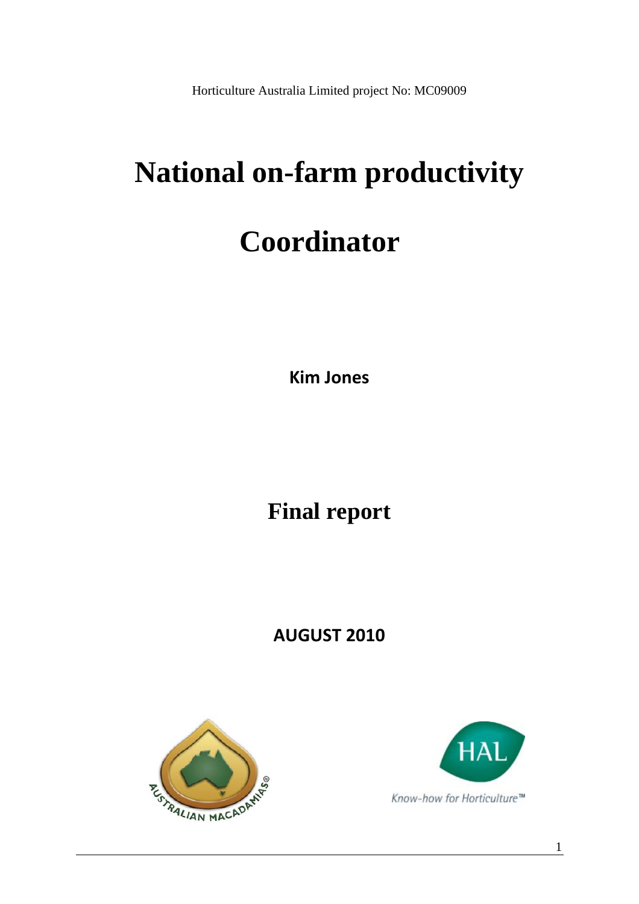Horticulture Australia Limited project No: MC09009

# National on-farm productivity

# Coordinator

**Kim Jones**

## Final report

**AUGUST 2010**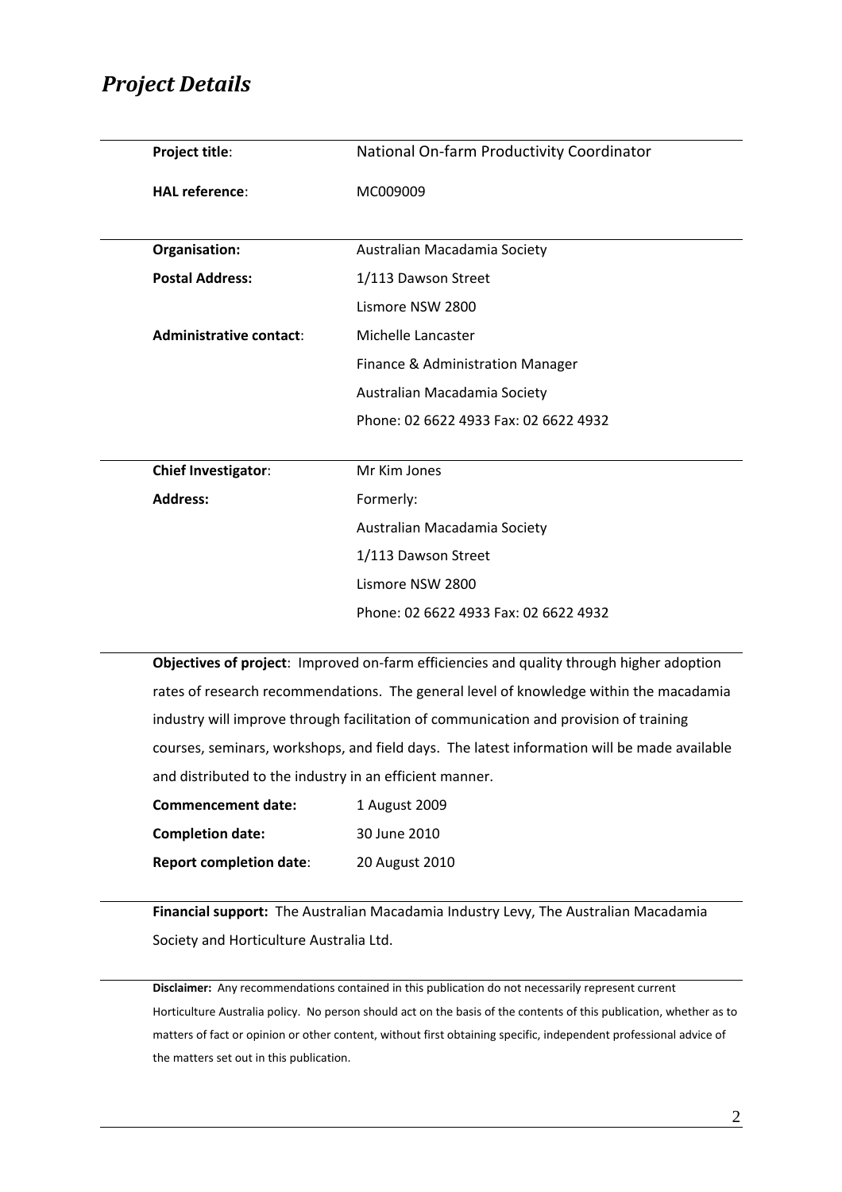# *Project Details*

| | |
|---|---|
| **Project title**: | National On-farm Productivity Coordinator |
| **HAL reference**: | MC009009 |

| | |
|---|---|
| **Organisation:** | Australian Macadamia Society |
| **Postal Address:** | 1/113 Dawson Street |
| | Lismore NSW 2800 |
| **Administrative contact**: | Michelle Lancaster |
| | Finance & Administration Manager |
| | Australian Macadamia Society |
| | Phone: 02 6622 4933 Fax: 02 6622 4932 |

| | |
|---|---|
| **Chief Investigator**: | Mr Kim Jones |
| **Address:** | Formerly: |
| | Australian Macadamia Society |
| | 1/113 Dawson Street |
| | Lismore NSW 2800 |
| | Phone: 02 6622 4933 Fax: 02 6622 4932 |

**Objectives of project**: Improved on-farm efficiencies and quality through higher adoption rates of research recommendations. The general level of knowledge within the macadamia industry will improve through facilitation of communication and provision of training courses, seminars, workshops, and field days. The latest information will be made available and distributed to the industry in an efficient manner.

| | |
|---|---|
| **Commencement date:** | 1 August 2009 |
| **Completion date:** | 30 June 2010 |
| **Report completion date**: | 20 August 2010 |

**Financial support:** The Australian Macadamia Industry Levy, The Australian Macadamia Society and Horticulture Australia Ltd.

**Disclaimer:** Any recommendations contained in this publication do not necessarily represent current Horticulture Australia policy. No person should act on the basis of the contents of this publication, whether as to matters of fact or opinion or other content, without first obtaining specific, independent professional advice of the matters set out in this publication.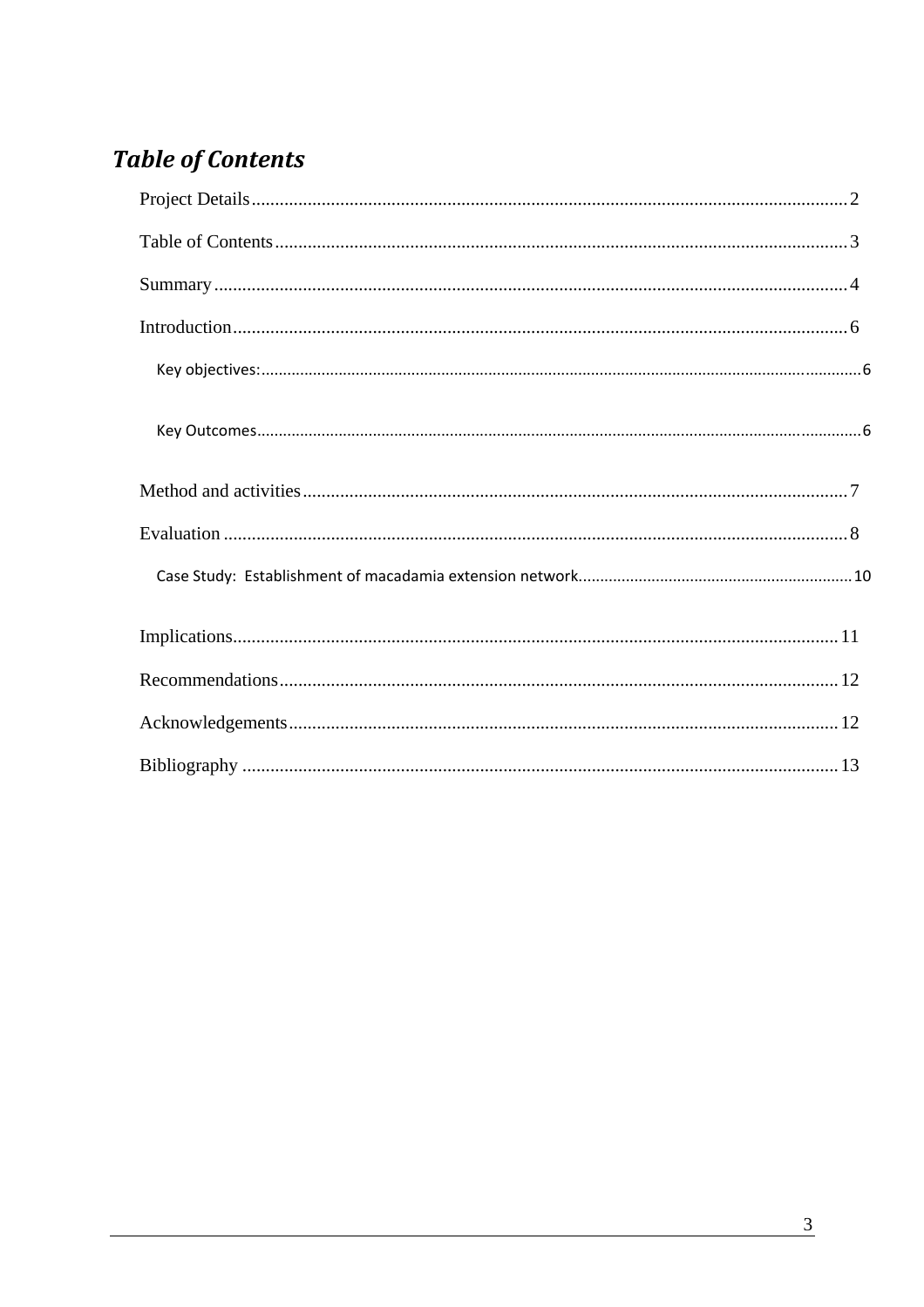## *Table of Contents*

Project Details .......... 2

Table of Contents .......... 3

Summary .......... 4

Introduction .......... 6

- Key objectives: .......... 6
- Key Outcomes .......... 6

Method and activities .......... 7

Evaluation .......... 8

- Case Study: Establishment of macadamia extension network .......... 10

Implications .......... 11

Recommendations .......... 12

Acknowledgements .......... 12

Bibliography .......... 13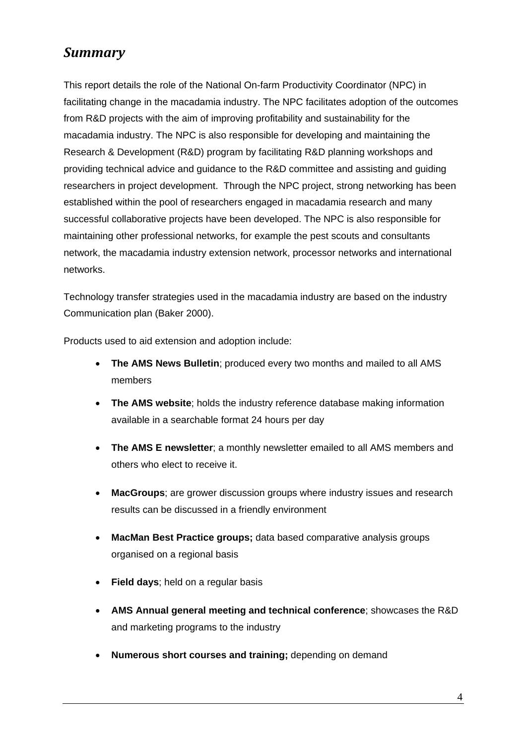## *Summary*

This report details the role of the National On-farm Productivity Coordinator (NPC) in facilitating change in the macadamia industry. The NPC facilitates adoption of the outcomes from R&D projects with the aim of improving profitability and sustainability for the macadamia industry. The NPC is also responsible for developing and maintaining the Research & Development (R&D) program by facilitating R&D planning workshops and providing technical advice and guidance to the R&D committee and assisting and guiding researchers in project development. Through the NPC project, strong networking has been established within the pool of researchers engaged in macadamia research and many successful collaborative projects have been developed. The NPC is also responsible for maintaining other professional networks, for example the pest scouts and consultants network, the macadamia industry extension network, processor networks and international networks.

Technology transfer strategies used in the macadamia industry are based on the industry Communication plan (Baker 2000).

Products used to aid extension and adoption include:

- **The AMS News Bulletin**; produced every two months and mailed to all AMS members
- **The AMS website**; holds the industry reference database making information available in a searchable format 24 hours per day
- **The AMS E newsletter**; a monthly newsletter emailed to all AMS members and others who elect to receive it.
- **MacGroups**; are grower discussion groups where industry issues and research results can be discussed in a friendly environment
- **MacMan Best Practice groups;** data based comparative analysis groups organised on a regional basis
- **Field days**; held on a regular basis
- **AMS Annual general meeting and technical conference**; showcases the R&D and marketing programs to the industry
- **Numerous short courses and training;** depending on demand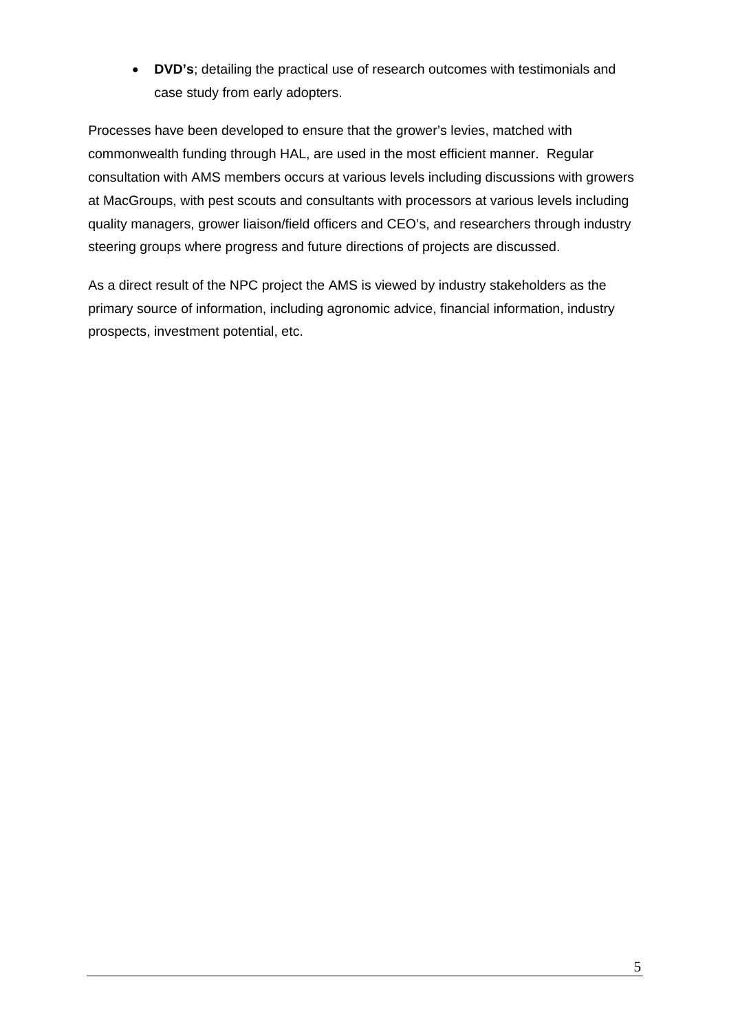- **DVD's**; detailing the practical use of research outcomes with testimonials and case study from early adopters.

Processes have been developed to ensure that the grower's levies, matched with commonwealth funding through HAL, are used in the most efficient manner. Regular consultation with AMS members occurs at various levels including discussions with growers at MacGroups, with pest scouts and consultants with processors at various levels including quality managers, grower liaison/field officers and CEO's, and researchers through industry steering groups where progress and future directions of projects are discussed.

As a direct result of the NPC project the AMS is viewed by industry stakeholders as the primary source of information, including agronomic advice, financial information, industry prospects, investment potential, etc.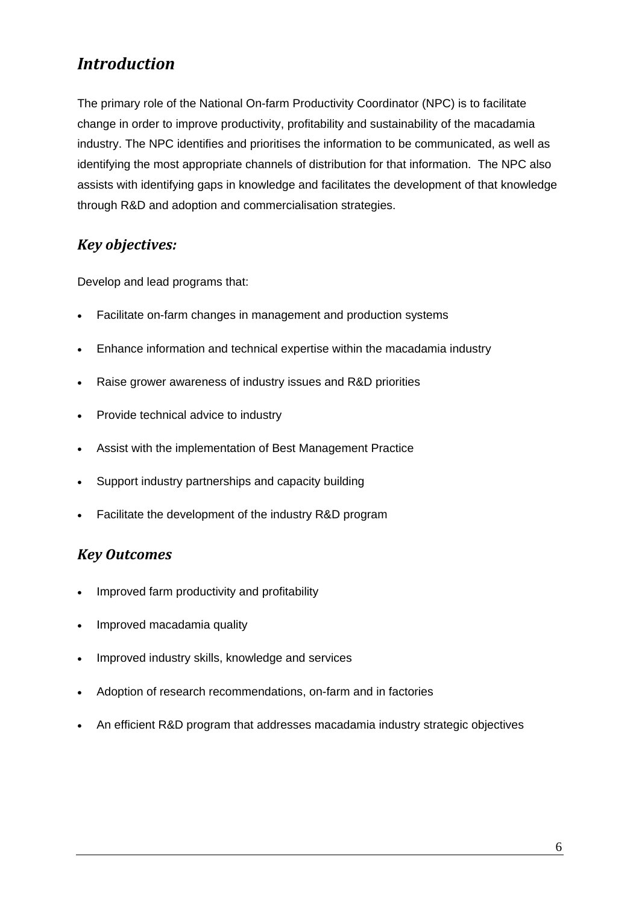## *Introduction*

The primary role of the National On-farm Productivity Coordinator (NPC) is to facilitate change in order to improve productivity, profitability and sustainability of the macadamia industry. The NPC identifies and prioritises the information to be communicated, as well as identifying the most appropriate channels of distribution for that information. The NPC also assists with identifying gaps in knowledge and facilitates the development of that knowledge through R&D and adoption and commercialisation strategies.

### *Key objectives:*

Develop and lead programs that:

- Facilitate on-farm changes in management and production systems
- Enhance information and technical expertise within the macadamia industry
- Raise grower awareness of industry issues and R&D priorities
- Provide technical advice to industry
- Assist with the implementation of Best Management Practice
- Support industry partnerships and capacity building
- Facilitate the development of the industry R&D program

### *Key Outcomes*

- Improved farm productivity and profitability
- Improved macadamia quality
- Improved industry skills, knowledge and services
- Adoption of research recommendations, on-farm and in factories
- An efficient R&D program that addresses macadamia industry strategic objectives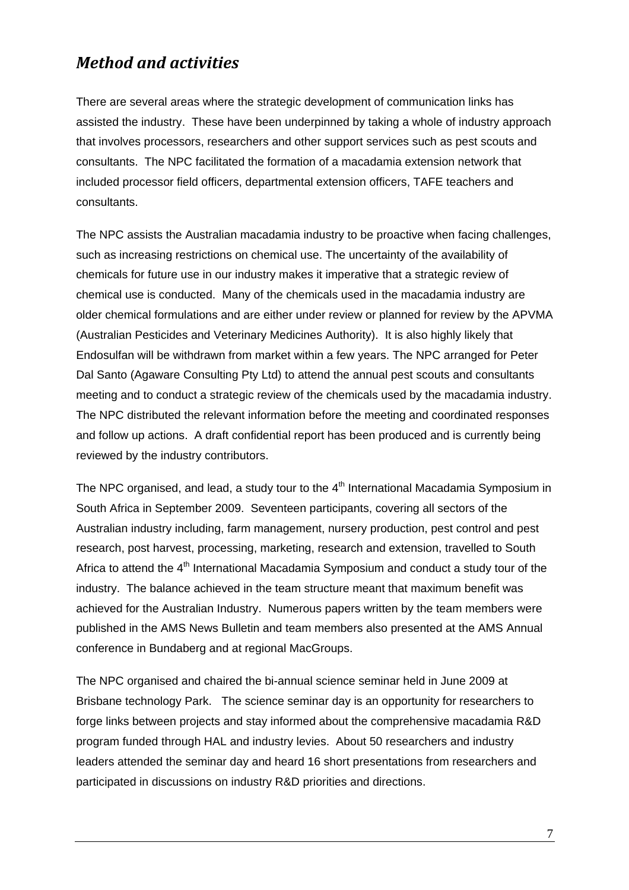## *Method and activities*

There are several areas where the strategic development of communication links has assisted the industry. These have been underpinned by taking a whole of industry approach that involves processors, researchers and other support services such as pest scouts and consultants. The NPC facilitated the formation of a macadamia extension network that included processor field officers, departmental extension officers, TAFE teachers and consultants.

The NPC assists the Australian macadamia industry to be proactive when facing challenges, such as increasing restrictions on chemical use. The uncertainty of the availability of chemicals for future use in our industry makes it imperative that a strategic review of chemical use is conducted. Many of the chemicals used in the macadamia industry are older chemical formulations and are either under review or planned for review by the APVMA (Australian Pesticides and Veterinary Medicines Authority). It is also highly likely that Endosulfan will be withdrawn from market within a few years. The NPC arranged for Peter Dal Santo (Agaware Consulting Pty Ltd) to attend the annual pest scouts and consultants meeting and to conduct a strategic review of the chemicals used by the macadamia industry. The NPC distributed the relevant information before the meeting and coordinated responses and follow up actions. A draft confidential report has been produced and is currently being reviewed by the industry contributors.

The NPC organised, and lead, a study tour to the 4th International Macadamia Symposium in South Africa in September 2009. Seventeen participants, covering all sectors of the Australian industry including, farm management, nursery production, pest control and pest research, post harvest, processing, marketing, research and extension, travelled to South Africa to attend the 4th International Macadamia Symposium and conduct a study tour of the industry. The balance achieved in the team structure meant that maximum benefit was achieved for the Australian Industry. Numerous papers written by the team members were published in the AMS News Bulletin and team members also presented at the AMS Annual conference in Bundaberg and at regional MacGroups.

The NPC organised and chaired the bi-annual science seminar held in June 2009 at Brisbane technology Park. The science seminar day is an opportunity for researchers to forge links between projects and stay informed about the comprehensive macadamia R&D program funded through HAL and industry levies. About 50 researchers and industry leaders attended the seminar day and heard 16 short presentations from researchers and participated in discussions on industry R&D priorities and directions.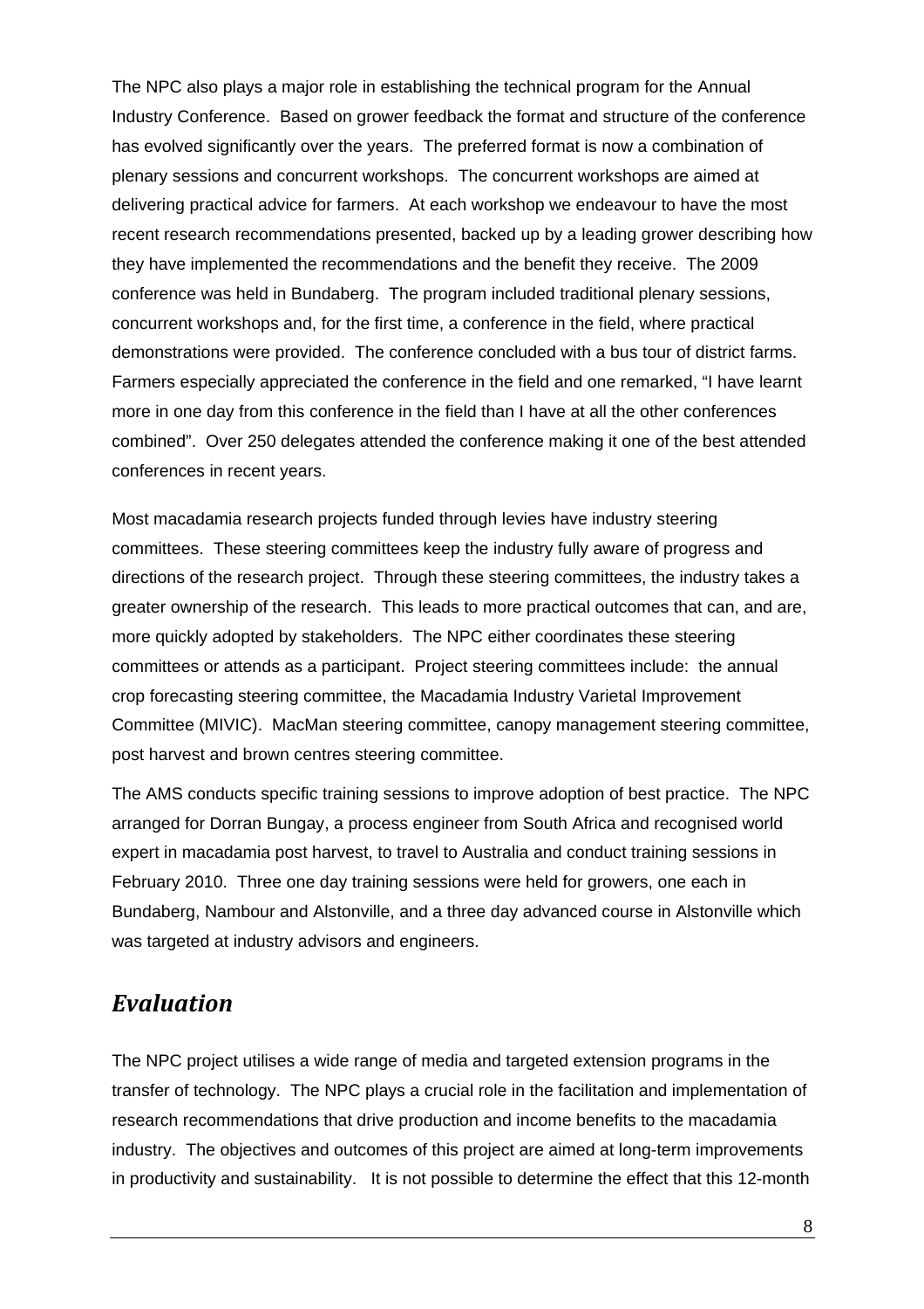The NPC also plays a major role in establishing the technical program for the Annual Industry Conference. Based on grower feedback the format and structure of the conference has evolved significantly over the years. The preferred format is now a combination of plenary sessions and concurrent workshops. The concurrent workshops are aimed at delivering practical advice for farmers. At each workshop we endeavour to have the most recent research recommendations presented, backed up by a leading grower describing how they have implemented the recommendations and the benefit they receive. The 2009 conference was held in Bundaberg. The program included traditional plenary sessions, concurrent workshops and, for the first time, a conference in the field, where practical demonstrations were provided. The conference concluded with a bus tour of district farms. Farmers especially appreciated the conference in the field and one remarked, "I have learnt more in one day from this conference in the field than I have at all the other conferences combined". Over 250 delegates attended the conference making it one of the best attended conferences in recent years.

Most macadamia research projects funded through levies have industry steering committees. These steering committees keep the industry fully aware of progress and directions of the research project. Through these steering committees, the industry takes a greater ownership of the research. This leads to more practical outcomes that can, and are, more quickly adopted by stakeholders. The NPC either coordinates these steering committees or attends as a participant. Project steering committees include: the annual crop forecasting steering committee, the Macadamia Industry Varietal Improvement Committee (MIVIC). MacMan steering committee, canopy management steering committee, post harvest and brown centres steering committee.

The AMS conducts specific training sessions to improve adoption of best practice. The NPC arranged for Dorran Bungay, a process engineer from South Africa and recognised world expert in macadamia post harvest, to travel to Australia and conduct training sessions in February 2010. Three one day training sessions were held for growers, one each in Bundaberg, Nambour and Alstonville, and a three day advanced course in Alstonville which was targeted at industry advisors and engineers.

## *Evaluation*

The NPC project utilises a wide range of media and targeted extension programs in the transfer of technology. The NPC plays a crucial role in the facilitation and implementation of research recommendations that drive production and income benefits to the macadamia industry. The objectives and outcomes of this project are aimed at long-term improvements in productivity and sustainability. It is not possible to determine the effect that this 12-month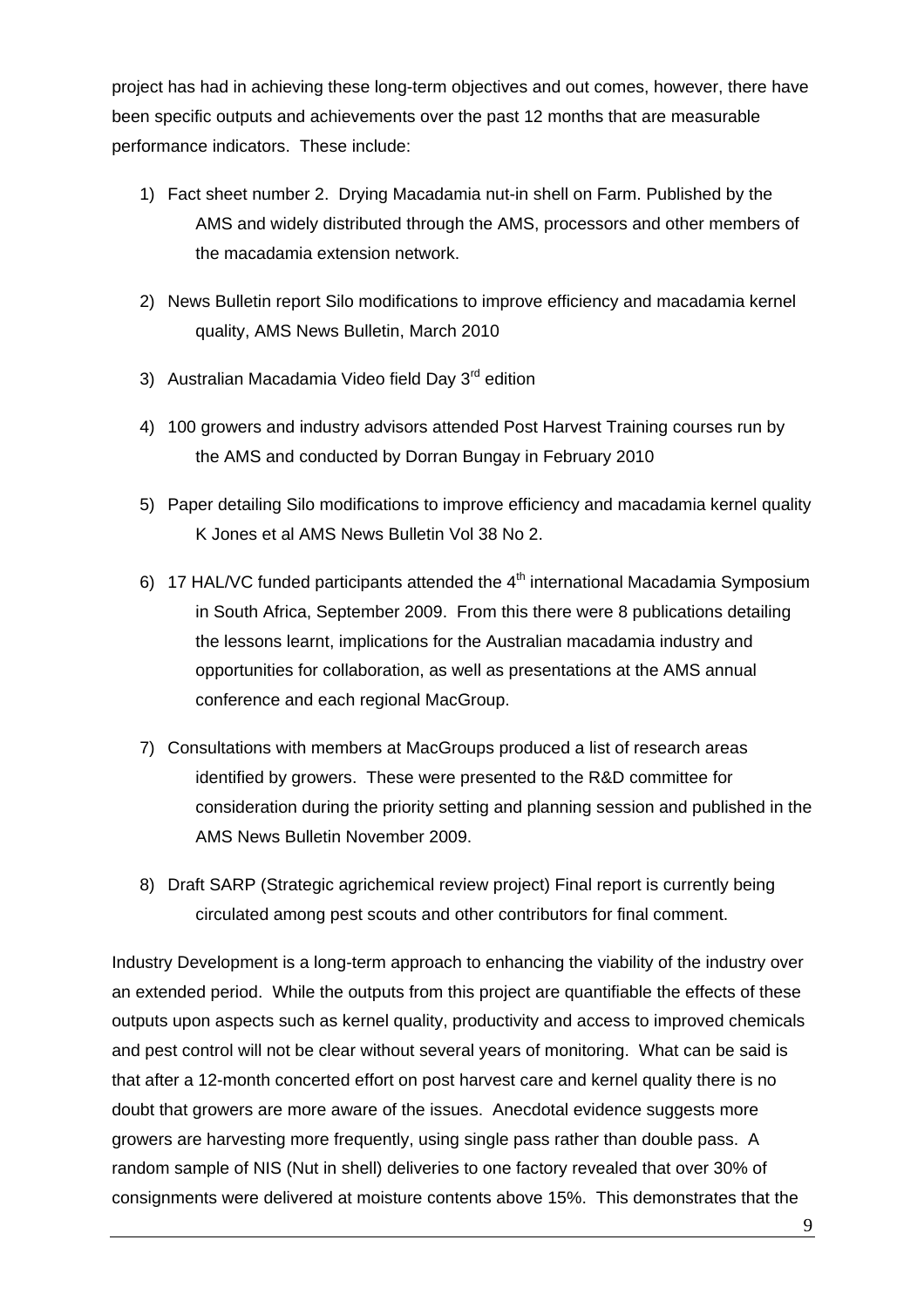project has had in achieving these long-term objectives and out comes, however, there have been specific outputs and achievements over the past 12 months that are measurable performance indicators. These include:

1) Fact sheet number 2. Drying Macadamia nut-in shell on Farm. Published by the AMS and widely distributed through the AMS, processors and other members of the macadamia extension network.
2) News Bulletin report Silo modifications to improve efficiency and macadamia kernel quality, AMS News Bulletin, March 2010
3) Australian Macadamia Video field Day 3rd edition
4) 100 growers and industry advisors attended Post Harvest Training courses run by the AMS and conducted by Dorran Bungay in February 2010
5) Paper detailing Silo modifications to improve efficiency and macadamia kernel quality K Jones et al AMS News Bulletin Vol 38 No 2.
6) 17 HAL/VC funded participants attended the 4th international Macadamia Symposium in South Africa, September 2009. From this there were 8 publications detailing the lessons learnt, implications for the Australian macadamia industry and opportunities for collaboration, as well as presentations at the AMS annual conference and each regional MacGroup.
7) Consultations with members at MacGroups produced a list of research areas identified by growers. These were presented to the R&D committee for consideration during the priority setting and planning session and published in the AMS News Bulletin November 2009.
8) Draft SARP (Strategic agrichemical review project) Final report is currently being circulated among pest scouts and other contributors for final comment.

Industry Development is a long-term approach to enhancing the viability of the industry over an extended period. While the outputs from this project are quantifiable the effects of these outputs upon aspects such as kernel quality, productivity and access to improved chemicals and pest control will not be clear without several years of monitoring. What can be said is that after a 12-month concerted effort on post harvest care and kernel quality there is no doubt that growers are more aware of the issues. Anecdotal evidence suggests more growers are harvesting more frequently, using single pass rather than double pass. A random sample of NIS (Nut in shell) deliveries to one factory revealed that over 30% of consignments were delivered at moisture contents above 15%. This demonstrates that the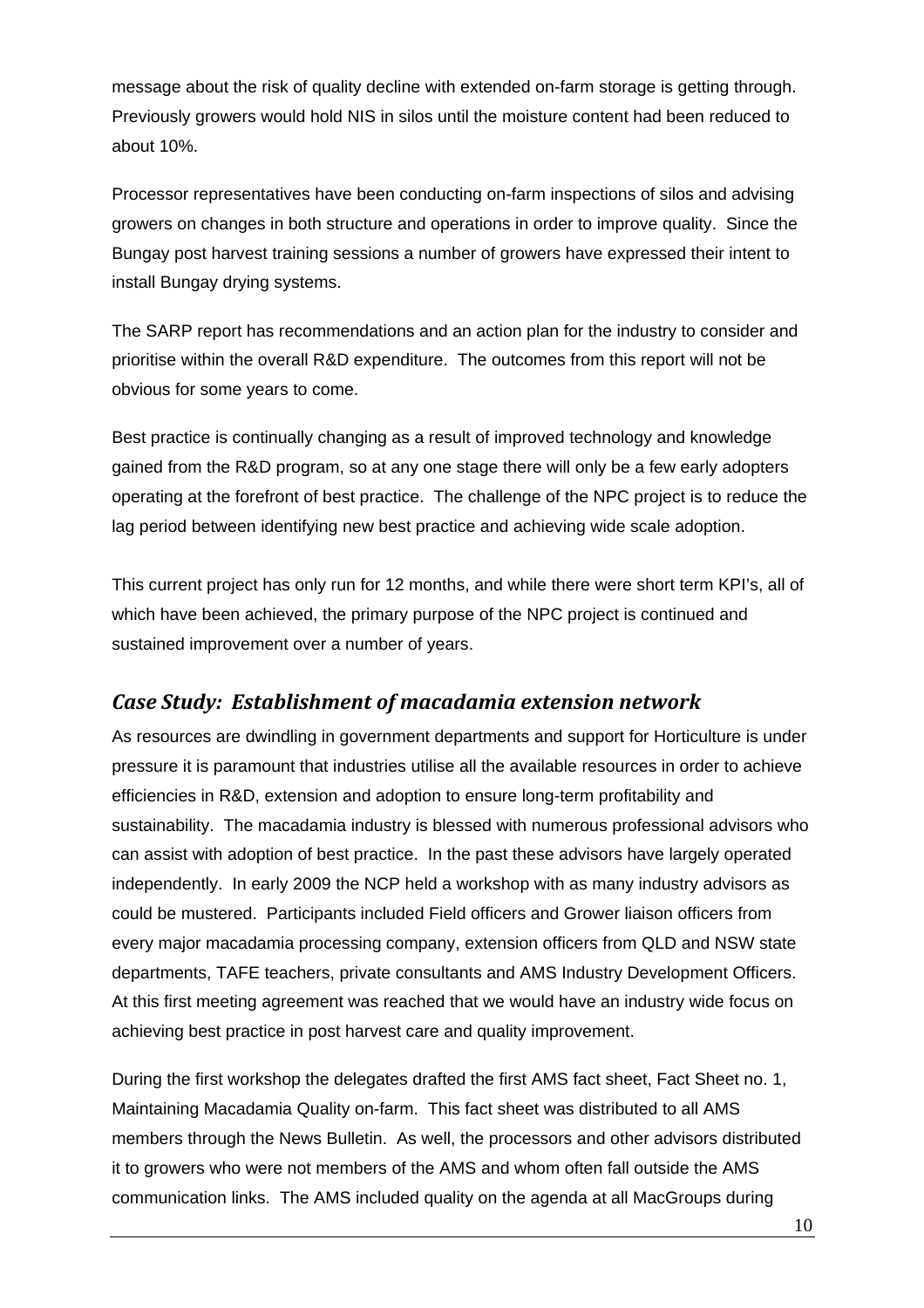message about the risk of quality decline with extended on-farm storage is getting through. Previously growers would hold NIS in silos until the moisture content had been reduced to about 10%.

Processor representatives have been conducting on-farm inspections of silos and advising growers on changes in both structure and operations in order to improve quality. Since the Bungay post harvest training sessions a number of growers have expressed their intent to install Bungay drying systems.

The SARP report has recommendations and an action plan for the industry to consider and prioritise within the overall R&D expenditure. The outcomes from this report will not be obvious for some years to come.

Best practice is continually changing as a result of improved technology and knowledge gained from the R&D program, so at any one stage there will only be a few early adopters operating at the forefront of best practice. The challenge of the NPC project is to reduce the lag period between identifying new best practice and achieving wide scale adoption.

This current project has only run for 12 months, and while there were short term KPI's, all of which have been achieved, the primary purpose of the NPC project is continued and sustained improvement over a number of years.

## *Case Study: Establishment of macadamia extension network*

As resources are dwindling in government departments and support for Horticulture is under pressure it is paramount that industries utilise all the available resources in order to achieve efficiencies in R&D, extension and adoption to ensure long-term profitability and sustainability. The macadamia industry is blessed with numerous professional advisors who can assist with adoption of best practice. In the past these advisors have largely operated independently. In early 2009 the NCP held a workshop with as many industry advisors as could be mustered. Participants included Field officers and Grower liaison officers from every major macadamia processing company, extension officers from QLD and NSW state departments, TAFE teachers, private consultants and AMS Industry Development Officers. At this first meeting agreement was reached that we would have an industry wide focus on achieving best practice in post harvest care and quality improvement.

During the first workshop the delegates drafted the first AMS fact sheet, Fact Sheet no. 1, Maintaining Macadamia Quality on-farm. This fact sheet was distributed to all AMS members through the News Bulletin. As well, the processors and other advisors distributed it to growers who were not members of the AMS and whom often fall outside the AMS communication links. The AMS included quality on the agenda at all MacGroups during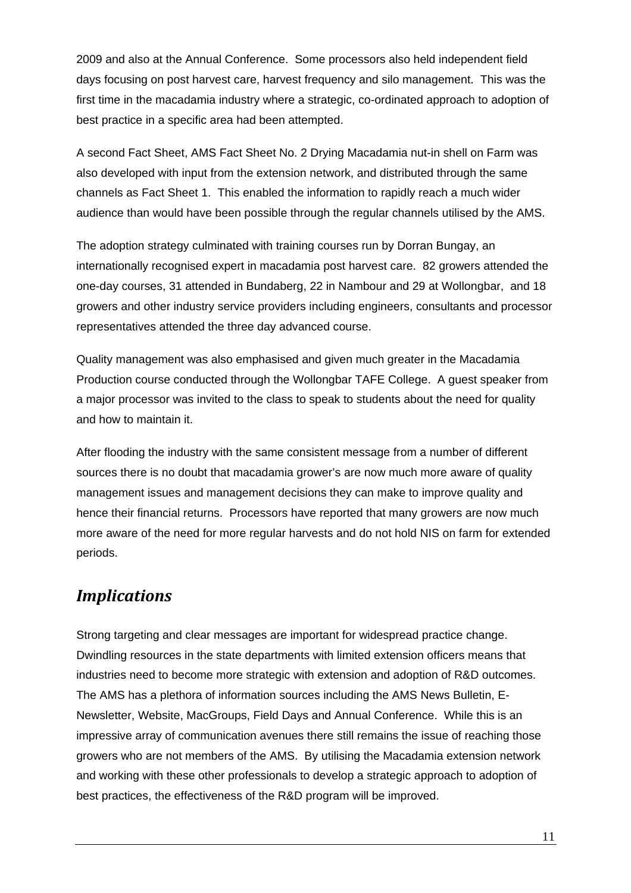2009 and also at the Annual Conference. Some processors also held independent field days focusing on post harvest care, harvest frequency and silo management. This was the first time in the macadamia industry where a strategic, co-ordinated approach to adoption of best practice in a specific area had been attempted.

A second Fact Sheet, AMS Fact Sheet No. 2 Drying Macadamia nut-in shell on Farm was also developed with input from the extension network, and distributed through the same channels as Fact Sheet 1. This enabled the information to rapidly reach a much wider audience than would have been possible through the regular channels utilised by the AMS.

The adoption strategy culminated with training courses run by Dorran Bungay, an internationally recognised expert in macadamia post harvest care. 82 growers attended the one-day courses, 31 attended in Bundaberg, 22 in Nambour and 29 at Wollongbar, and 18 growers and other industry service providers including engineers, consultants and processor representatives attended the three day advanced course.

Quality management was also emphasised and given much greater in the Macadamia Production course conducted through the Wollongbar TAFE College. A guest speaker from a major processor was invited to the class to speak to students about the need for quality and how to maintain it.

After flooding the industry with the same consistent message from a number of different sources there is no doubt that macadamia grower's are now much more aware of quality management issues and management decisions they can make to improve quality and hence their financial returns. Processors have reported that many growers are now much more aware of the need for more regular harvests and do not hold NIS on farm for extended periods.

## *Implications*

Strong targeting and clear messages are important for widespread practice change. Dwindling resources in the state departments with limited extension officers means that industries need to become more strategic with extension and adoption of R&D outcomes. The AMS has a plethora of information sources including the AMS News Bulletin, E-Newsletter, Website, MacGroups, Field Days and Annual Conference. While this is an impressive array of communication avenues there still remains the issue of reaching those growers who are not members of the AMS. By utilising the Macadamia extension network and working with these other professionals to develop a strategic approach to adoption of best practices, the effectiveness of the R&D program will be improved.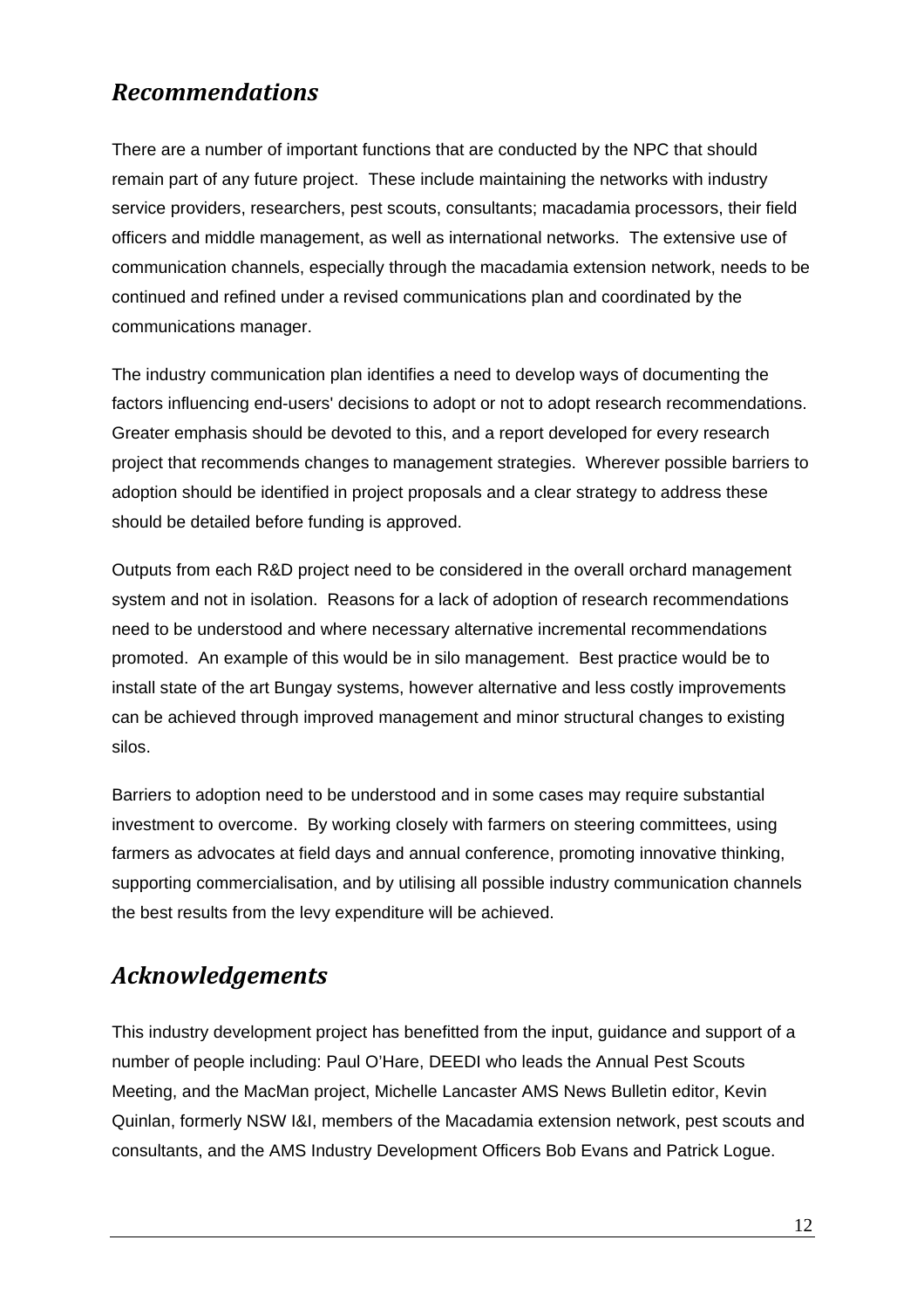## *Recommendations*

There are a number of important functions that are conducted by the NPC that should remain part of any future project. These include maintaining the networks with industry service providers, researchers, pest scouts, consultants; macadamia processors, their field officers and middle management, as well as international networks. The extensive use of communication channels, especially through the macadamia extension network, needs to be continued and refined under a revised communications plan and coordinated by the communications manager.

The industry communication plan identifies a need to develop ways of documenting the factors influencing end-users' decisions to adopt or not to adopt research recommendations. Greater emphasis should be devoted to this, and a report developed for every research project that recommends changes to management strategies. Wherever possible barriers to adoption should be identified in project proposals and a clear strategy to address these should be detailed before funding is approved.

Outputs from each R&D project need to be considered in the overall orchard management system and not in isolation. Reasons for a lack of adoption of research recommendations need to be understood and where necessary alternative incremental recommendations promoted. An example of this would be in silo management. Best practice would be to install state of the art Bungay systems, however alternative and less costly improvements can be achieved through improved management and minor structural changes to existing silos.

Barriers to adoption need to be understood and in some cases may require substantial investment to overcome. By working closely with farmers on steering committees, using farmers as advocates at field days and annual conference, promoting innovative thinking, supporting commercialisation, and by utilising all possible industry communication channels the best results from the levy expenditure will be achieved.

## *Acknowledgements*

This industry development project has benefitted from the input, guidance and support of a number of people including: Paul O'Hare, DEEDI who leads the Annual Pest Scouts Meeting, and the MacMan project, Michelle Lancaster AMS News Bulletin editor, Kevin Quinlan, formerly NSW I&I, members of the Macadamia extension network, pest scouts and consultants, and the AMS Industry Development Officers Bob Evans and Patrick Logue.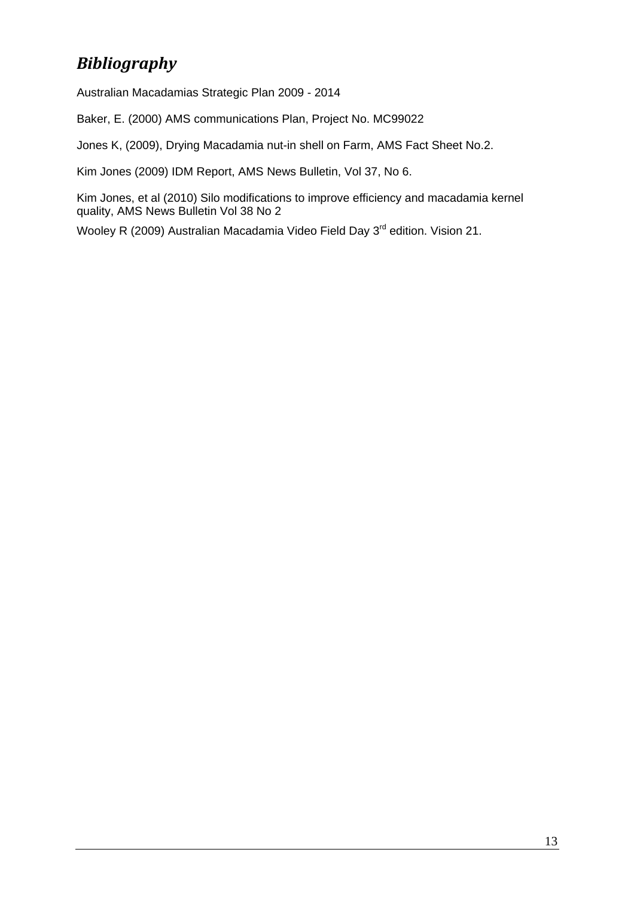# *Bibliography*

Australian Macadamias Strategic Plan 2009 - 2014

Baker, E. (2000) AMS communications Plan, Project No. MC99022

Jones K, (2009), Drying Macadamia nut-in shell on Farm, AMS Fact Sheet No.2.

Kim Jones (2009) IDM Report, AMS News Bulletin, Vol 37, No 6.

Kim Jones, et al (2010) Silo modifications to improve efficiency and macadamia kernel quality, AMS News Bulletin Vol 38 No 2

Wooley R (2009) Australian Macadamia Video Field Day 3rd edition. Vision 21.